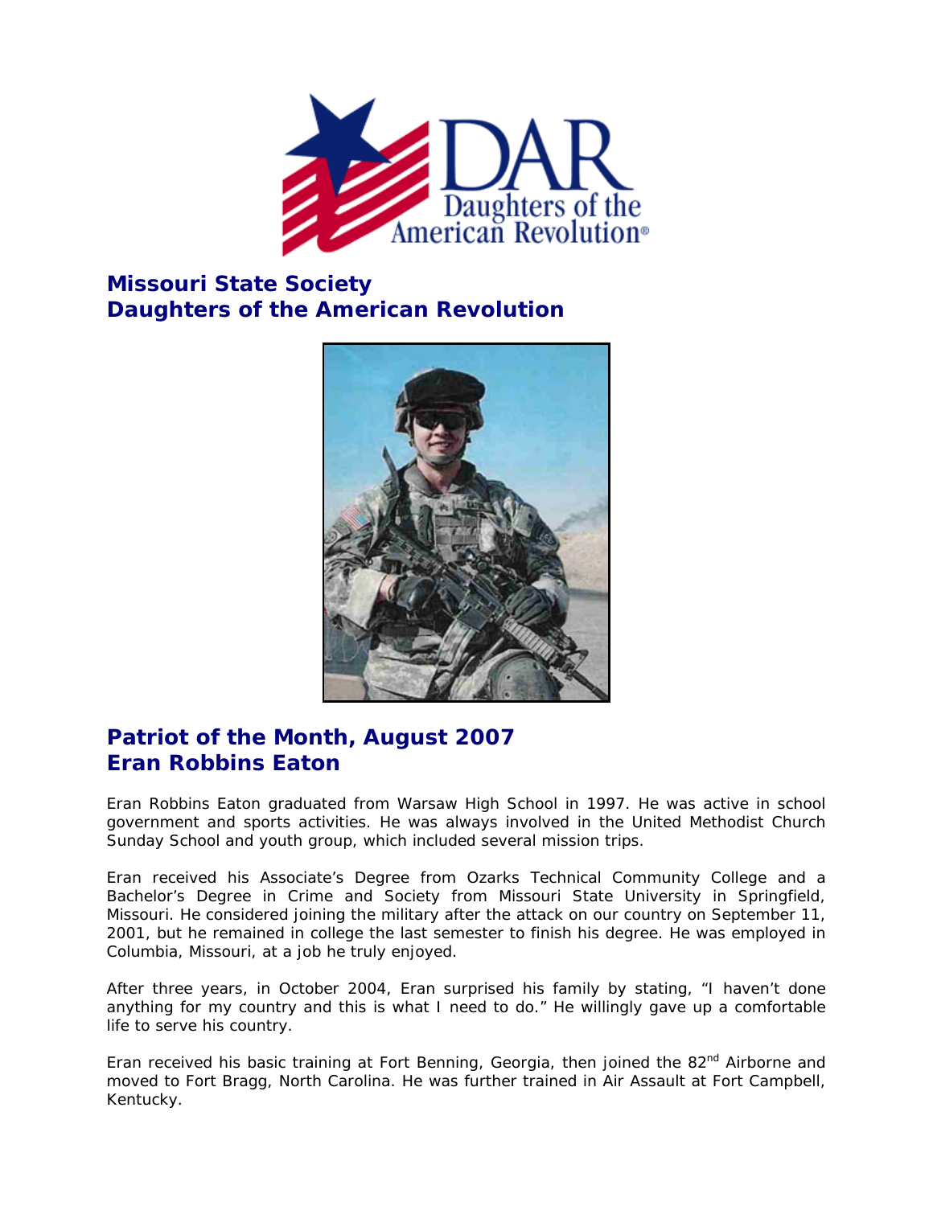## Missouri State Society
## Daughters of the American Revolution

## Patriot of the Month, August 2007
## Eran Robbins Eaton

Eran Robbins Eaton graduated from Warsaw High School in 1997. He was active in school government and sports activities. He was always involved in the United Methodist Church Sunday School and youth group, which included several mission trips.

Eran received his Associate's Degree from Ozarks Technical Community College and a Bachelor's Degree in Crime and Society from Missouri State University in Springfield, Missouri. He considered joining the military after the attack on our country on September 11, 2001, but he remained in college the last semester to finish his degree. He was employed in Columbia, Missouri, at a job he truly enjoyed.

After three years, in October 2004, Eran surprised his family by stating, "I haven't done anything for my country and this is what I need to do." He willingly gave up a comfortable life to serve his country.

Eran received his basic training at Fort Benning, Georgia, then joined the 82nd Airborne and moved to Fort Bragg, North Carolina. He was further trained in Air Assault at Fort Campbell, Kentucky.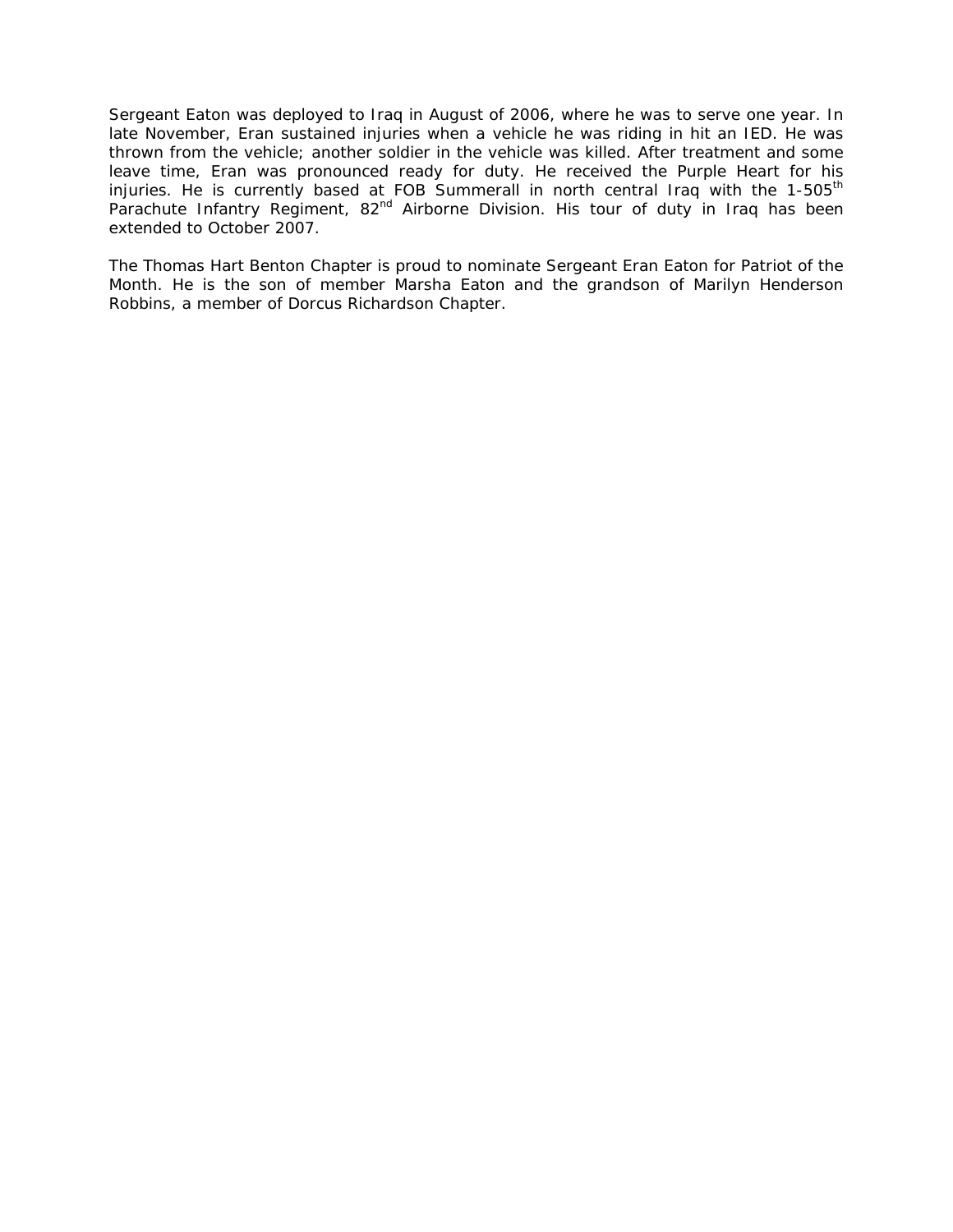Sergeant Eaton was deployed to Iraq in August of 2006, where he was to serve one year. In late November, Eran sustained injuries when a vehicle he was riding in hit an IED. He was thrown from the vehicle; another soldier in the vehicle was killed. After treatment and some leave time, Eran was pronounced ready for duty. He received the Purple Heart for his injuries. He is currently based at FOB Summerall in north central Iraq with the 1-505th Parachute Infantry Regiment, 82nd Airborne Division. His tour of duty in Iraq has been extended to October 2007.

The Thomas Hart Benton Chapter is proud to nominate Sergeant Eran Eaton for Patriot of the Month. He is the son of member Marsha Eaton and the grandson of Marilyn Henderson Robbins, a member of Dorcus Richardson Chapter.